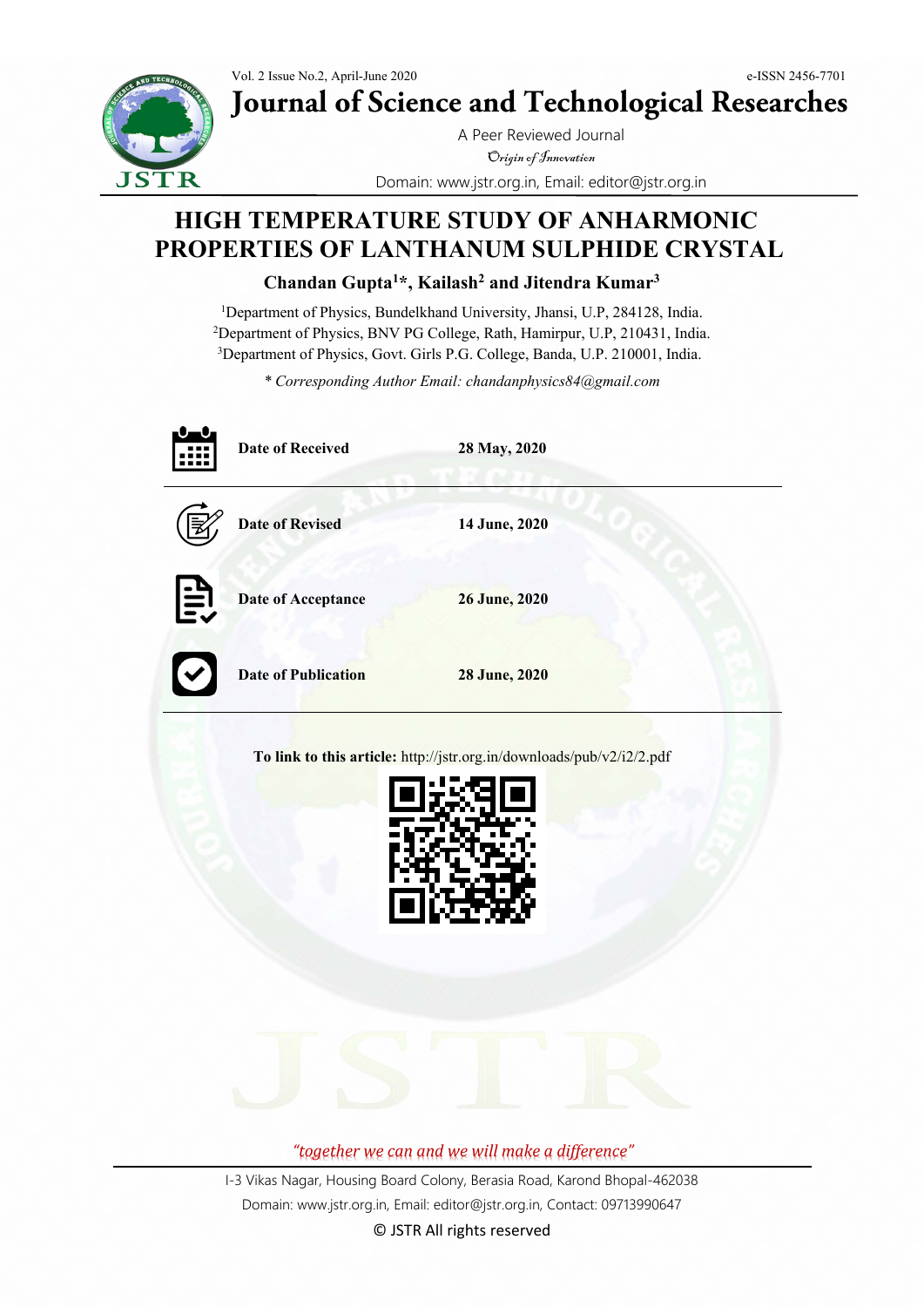# HIGH TEMPERATURE STUDY OF ANHARMONIC PROPERTIES OF LANTHANUM SULPHIDE CRYSTAL

**Chandan Gupta[1]*, Kailash[2] and Jitendra Kumar[3]**

[1]Department of Physics, Bundelkhand University, Jhansi, U.P, 284128, India.
[2]Department of Physics, BNV PG College, Rath, Hamirpur, U.P, 210431, India.
[3]Department of Physics, Govt. Girls P.G. College, Banda, U.P. 210001, India.

*\* Corresponding Author Email: chandanphysics84@gmail.com*

| | |
|---|---|
| **Date of Received** | **28 May, 2020** |
| **Date of Revised** | **14 June, 2020** |
| **Date of Acceptance** | **26 June, 2020** |
| **Date of Publication** | **28 June, 2020** |

**To link to this article:** http://jstr.org.in/downloads/pub/v2/i2/2.pdf

*"together we can and we will make a difference"*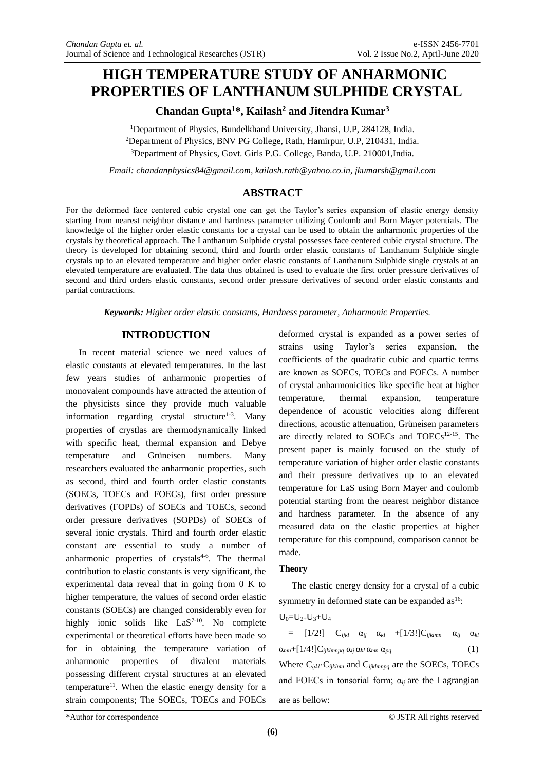# HIGH TEMPERATURE STUDY OF ANHARMONIC PROPERTIES OF LANTHANUM SULPHIDE CRYSTAL

**Chandan Gupta[1]*, Kailash[2] and Jitendra Kumar[3]**

[1]Department of Physics, Bundelkhand University, Jhansi, U.P, 284128, India.
[2]Department of Physics, BNV PG College, Rath, Hamirpur, U.P, 210431, India.
[3]Department of Physics, Govt. Girls P.G. College, Banda, U.P. 210001,India.

*Email: chandanphysics84@gmail.com, kailash.rath@yahoo.co.in, jkumarsh@gmail.com*

## ABSTRACT

For the deformed face centered cubic crystal one can get the Taylor's series expansion of elastic energy density starting from nearest neighbor distance and hardness parameter utilizing Coulomb and Born Mayer potentials. The knowledge of the higher order elastic constants for a crystal can be used to obtain the anharmonic properties of the crystals by theoretical approach. The Lanthanum Sulphide crystal possesses face centered cubic crystal structure. The theory is developed for obtaining second, third and fourth order elastic constants of Lanthanum Sulphide single crystals up to an elevated temperature and higher order elastic constants of Lanthanum Sulphide single crystals at an elevated temperature are evaluated. The data thus obtained is used to evaluate the first order pressure derivatives of second and third orders elastic constants, second order pressure derivatives of second order elastic constants and partial contractions.

***Keywords:*** *Higher order elastic constants, Hardness parameter, Anharmonic Properties.*

## INTRODUCTION

In recent material science we need values of elastic constants at elevated temperatures. In the last few years studies of anharmonic properties of monovalent compounds have attracted the attention of the physicists since they provide much valuable information regarding crystal structure[1-3]. Many properties of crystlas are thermodynamically linked with specific heat, thermal expansion and Debye temperature and Grüneisen numbers. Many researchers evaluated the anharmonic properties, such as second, third and fourth order elastic constants (SOECs, TOECs and FOECs), first order pressure derivatives (FOPDs) of SOECs and TOECs, second order pressure derivatives (SOPDs) of SOECs of several ionic crystals. Third and fourth order elastic constant are essential to study a number of anharmonic properties of crystals[4-6]. The thermal contribution to elastic constants is very significant, the experimental data reveal that in going from 0 K to higher temperature, the values of second order elastic constants (SOECs) are changed considerably even for highly ionic solids like LaS[7-10]. No complete experimental or theoretical efforts have been made so for in obtaining the temperature variation of anharmonic properties of divalent materials possessing different crystal structures at an elevated temperature[11]. When the elastic energy density for a deformed crystal is expanded as a power series of strains using Taylor's series expansion, the coefficients of the quadratic cubic and quartic terms are known as SOECs, TOECs and FOECs. A number of crystal anharmonicities like specific heat at higher temperature, thermal expansion, temperature dependence of acoustic velocities along different directions, acoustic attenuation, Grüneisen parameters are directly related to SOECs and TOECs[12-15]. The present paper is mainly focused on the study of temperature variation of higher order elastic constants and their pressure derivatives up to an elevated temperature for LaS using Born Mayer and coulomb potential starting from the nearest neighbor distance and hardness parameter. In the absence of any measured data on the elastic properties at higher temperature for this compound, comparison cannot be made.

### Theory

The elastic energy density for a crystal of a cubic symmetry in deformed state can be expanded as[16]:

$$U_0=U_2+U_3+U_4$$

$$= [1/2!]\ C_{ijkl}\ \alpha_{ij}\ \alpha_{kl} + [1/3!]C_{ijklmn}\ \alpha_{ij}\ \alpha_{kl}\ \alpha_{mn} + [1/4!]C_{ijklmnpq}\ \alpha_{ij}\ \alpha_{kl}\ \alpha_{mn}\ \alpha_{pq} \quad (1)$$

Where $C_{ijkl}$, $C_{ijklmn}$ and $C_{ijklmnpq}$ are the SOECs, TOECs and FOECs in tonsorial form; $\alpha_{ij}$ are the Lagrangian strain components; The SOECs, TOECs and FOECs are as bellow:

\*Author for correspondence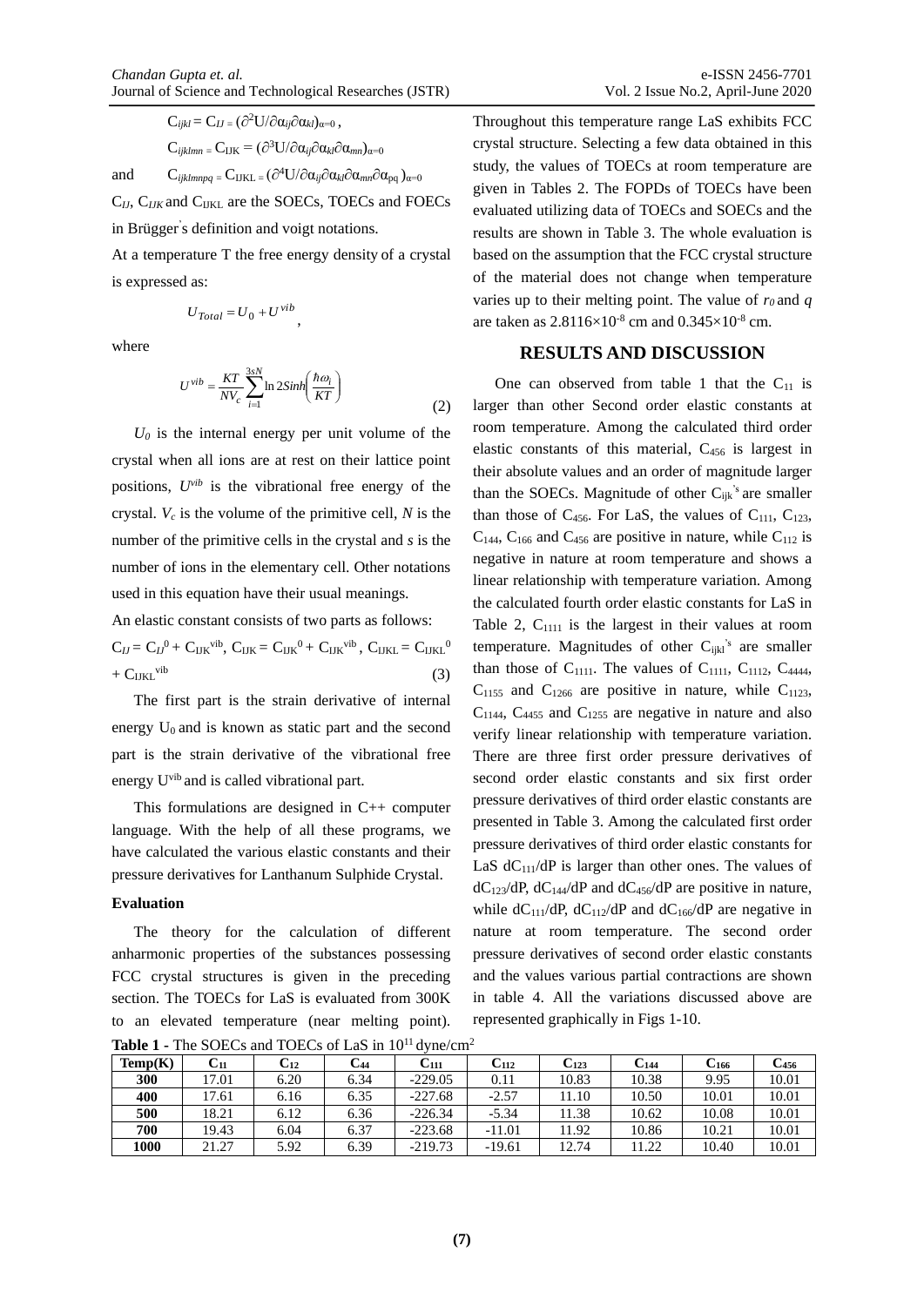$$C_{ijkl} = C_{IJ} = (\partial^2 U/\partial \alpha_{ij} \partial \alpha_{kl})_{\alpha=0},$$

$$C_{ijklmn} = C_{IJK} = (\partial^3 U/\partial \alpha_{ij} \partial \alpha_{kl} \partial \alpha_{mn})_{\alpha=0}$$

and $$C_{ijklmnpq} = C_{IJKL} = (\partial^4 U/\partial \alpha_{ij} \partial \alpha_{kl} \partial \alpha_{mn} \partial \alpha_{pq})_{\alpha=0}$$

$C_{IJ}$, $C_{IJK}$ and $C_{IJKL}$ are the SOECs, TOECs and FOECs in Brügger's definition and voigt notations.

At a temperature T the free energy density of a crystal is expressed as:

$$U_{Total} = U_0 + U^{vib},$$

where

$$U^{vib} = \frac{KT}{NV_c} \sum_{i=1}^{3sN} \ln 2 Sinh\left(\frac{\hbar\omega_i}{KT}\right) \tag{2}$$

$U_0$ is the internal energy per unit volume of the crystal when all ions are at rest on their lattice point positions, $U^{vib}$ is the vibrational free energy of the crystal. $V_c$ is the volume of the primitive cell, $N$ is the number of the primitive cells in the crystal and $s$ is the number of ions in the elementary cell. Other notations used in this equation have their usual meanings.

An elastic constant consists of two parts as follows:

$$C_{IJ} = C_{IJ}^0 + C_{IJK}^{vib},\ C_{IJK} = C_{IJK}^0 + C_{IJK}^{vib},\ C_{IJKL} = C_{IJKL}^0 + C_{IJKL}^{vib} \tag{3}$$

The first part is the strain derivative of internal energy $U_0$ and is known as static part and the second part is the strain derivative of the vibrational free energy $U^{vib}$ and is called vibrational part.

This formulations are designed in C++ computer language. With the help of all these programs, we have calculated the various elastic constants and their pressure derivatives for Lanthanum Sulphide Crystal.

**Evaluation**

The theory for the calculation of different anharmonic properties of the substances possessing FCC crystal structures is given in the preceding section. The TOECs for LaS is evaluated from 300K to an elevated temperature (near melting point). Throughout this temperature range LaS exhibits FCC crystal structure. Selecting a few data obtained in this study, the values of TOECs at room temperature are given in Tables 2. The FOPDs of TOECs have been evaluated utilizing data of TOECs and SOECs and the results are shown in Table 3. The whole evaluation is based on the assumption that the FCC crystal structure of the material does not change when temperature varies up to their melting point. The value of $r_0$ and $q$ are taken as $2.8116\times10^{-8}$ cm and $0.345\times10^{-8}$ cm.

## RESULTS AND DISCUSSION

One can observed from table 1 that the $C_{11}$ is larger than other Second order elastic constants at room temperature. Among the calculated third order elastic constants of this material, $C_{456}$ is largest in their absolute values and an order of magnitude larger than the SOECs. Magnitude of other $C_{ijk}$'s are smaller than those of $C_{456}$. For LaS, the values of $C_{111}$, $C_{123}$, $C_{144}$, $C_{166}$ and $C_{456}$ are positive in nature, while $C_{112}$ is negative in nature at room temperature and shows a linear relationship with temperature variation. Among the calculated fourth order elastic constants for LaS in Table 2, $C_{1111}$ is the largest in their values at room temperature. Magnitudes of other $C_{ijkl}$'s are smaller than those of $C_{1111}$. The values of $C_{1111}$, $C_{1112}$, $C_{4444}$, $C_{1155}$ and $C_{1266}$ are positive in nature, while $C_{1123}$, $C_{1144}$, $C_{4455}$ and $C_{1255}$ are negative in nature and also verify linear relationship with temperature variation. There are three first order pressure derivatives of second order elastic constants and six first order pressure derivatives of third order elastic constants are presented in Table 3. Among the calculated first order pressure derivatives of third order elastic constants for LaS $dC_{111}/dP$ is larger than other ones. The values of $dC_{123}/dP$, $dC_{144}/dP$ and $dC_{456}/dP$ are positive in nature, while $dC_{111}/dP$, $dC_{112}/dP$ and $dC_{166}/dP$ are negative in nature at room temperature. The second order pressure derivatives of second order elastic constants and the values various partial contractions are shown in table 4. All the variations discussed above are represented graphically in Figs 1-10.

**Table 1** - The SOECs and TOECs of LaS in $10^{11}$ dyne/cm$^2$

| Temp(K) | $C_{11}$ | $C_{12}$ | $C_{44}$ | $C_{111}$ | $C_{112}$ | $C_{123}$ | $C_{144}$ | $C_{166}$ | $C_{456}$ |
|---|---|---|---|---|---|---|---|---|---|
| **300** | 17.01 | 6.20 | 6.34 | -229.05 | 0.11 | 10.83 | 10.38 | 9.95 | 10.01 |
| **400** | 17.61 | 6.16 | 6.35 | -227.68 | -2.57 | 11.10 | 10.50 | 10.01 | 10.01 |
| **500** | 18.21 | 6.12 | 6.36 | -226.34 | -5.34 | 11.38 | 10.62 | 10.08 | 10.01 |
| **700** | 19.43 | 6.04 | 6.37 | -223.68 | -11.01 | 11.92 | 10.86 | 10.21 | 10.01 |
| **1000** | 21.27 | 5.92 | 6.39 | -219.73 | -19.61 | 12.74 | 11.22 | 10.40 | 10.01 |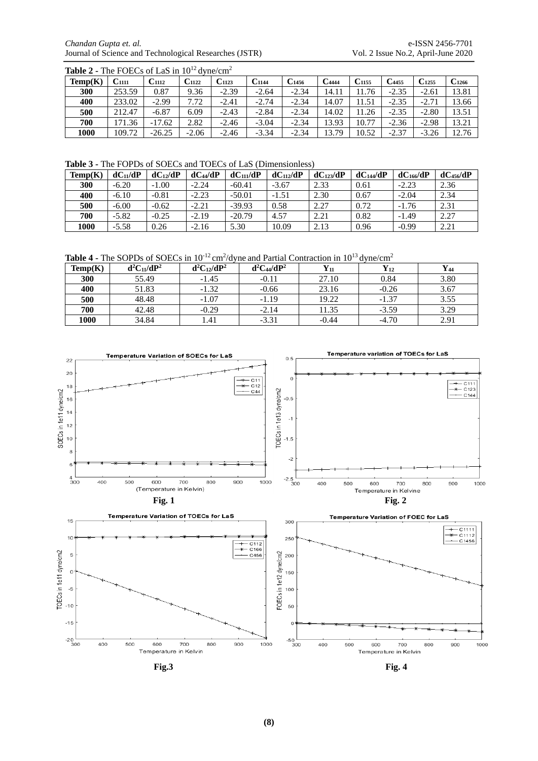**Table 2** - The FOECs of LaS in $10^{12}$ dyne/cm$^2$

| Temp(K) | $C_{1111}$ | $C_{1112}$ | $C_{1122}$ | $C_{1123}$ | $C_{1144}$ | $C_{1456}$ | $C_{4444}$ | $C_{1155}$ | $C_{4455}$ | $C_{1255}$ | $C_{1266}$ |
|---|---|---|---|---|---|---|---|---|---|---|---|
| **300** | 253.59 | 0.87 | 9.36 | -2.39 | -2.64 | -2.34 | 14.11 | 11.76 | -2.35 | -2.61 | 13.81 |
| **400** | 233.02 | -2.99 | 7.72 | -2.41 | -2.74 | -2.34 | 14.07 | 11.51 | -2.35 | -2.71 | 13.66 |
| **500** | 212.47 | -6.87 | 6.09 | -2.43 | -2.84 | -2.34 | 14.02 | 11.26 | -2.35 | -2.80 | 13.51 |
| **700** | 171.36 | -17.62 | 2.82 | -2.46 | -3.04 | -2.34 | 13.93 | 10.77 | -2.36 | -2.98 | 13.21 |
| **1000** | 109.72 | -26.25 | -2.06 | -2.46 | -3.34 | -2.34 | 13.79 | 10.52 | -2.37 | -3.26 | 12.76 |

**Table 3** - The FOPDs of SOECs and TOECs of LaS (Dimensionless)

| Temp(K) | $dC_{11}/dP$ | $dC_{12}/dP$ | $dC_{44}/dP$ | $dC_{111}/dP$ | $dC_{112}/dP$ | $dC_{123}/dP$ | $dC_{144}/dP$ | $dC_{166}/dP$ | $dC_{456}/dP$ |
|---|---|---|---|---|---|---|---|---|---|
| **300** | -6.20 | -1.00 | -2.24 | -60.41 | -3.67 | 2.33 | 0.61 | -2.23 | 2.36 |
| **400** | -6.10 | -0.81 | -2.23 | -50.01 | -1.51 | 2.30 | 0.67 | -2.04 | 2.34 |
| **500** | -6.00 | -0.62 | -2.21 | -39.93 | 0.58 | 2.27 | 0.72 | -1.76 | 2.31 |
| **700** | -5.82 | -0.25 | -2.19 | -20.79 | 4.57 | 2.21 | 0.82 | -1.49 | 2.27 |
| **1000** | -5.58 | 0.26 | -2.16 | 5.30 | 10.09 | 2.13 | 0.96 | -0.99 | 2.21 |

**Table 4** - The SOPDs of SOECs in $10^{-12}$ cm$^2$/dyne and Partial Contraction in $10^{13}$ dyne/cm$^2$

| Temp(K) | $d^2C_{11}/dP^2$ | $d^2C_{12}/dP^2$ | $d^2C_{44}/dP^2$ | $Y_{11}$ | $Y_{12}$ | $Y_{44}$ |
|---|---|---|---|---|---|---|
| **300** | 55.49 | -1.45 | -0.11 | 27.10 | 0.84 | 3.80 |
| **400** | 51.83 | -1.32 | -0.66 | 23.16 | -0.26 | 3.67 |
| **500** | 48.48 | -1.07 | -1.19 | 19.22 | -1.37 | 3.55 |
| **700** | 42.48 | -0.29 | -2.14 | 11.35 | -3.59 | 3.29 |
| **1000** | 34.84 | 1.41 | -3.31 | -0.44 | -4.70 | 2.91 |

**Fig. 1**

**Fig. 2**

**Fig.3**

**Fig. 4**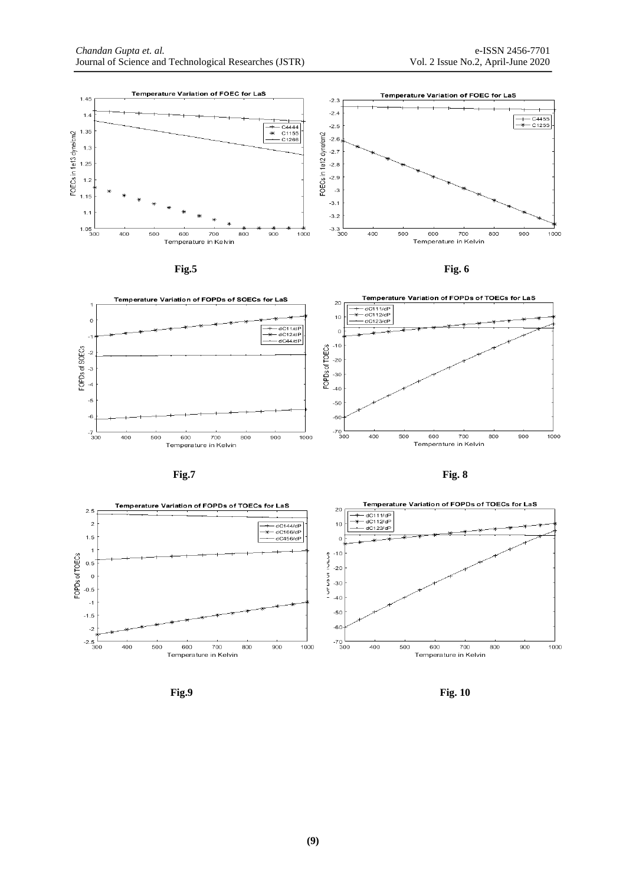Fig.5

Fig. 6

Fig.7

Fig. 8

Fig.9

Fig. 10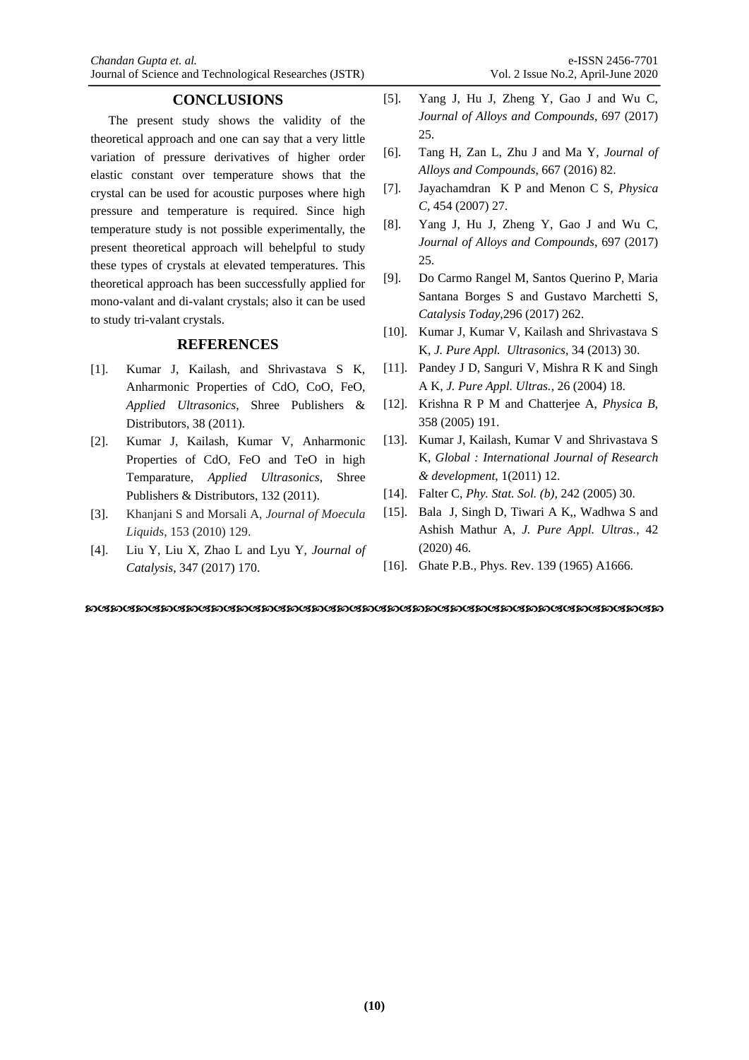## CONCLUSIONS

The present study shows the validity of the theoretical approach and one can say that a very little variation of pressure derivatives of higher order elastic constant over temperature shows that the crystal can be used for acoustic purposes where high pressure and temperature is required. Since high temperature study is not possible experimentally, the present theoretical approach will behelpful to study these types of crystals at elevated temperatures. This theoretical approach has been successfully applied for mono-valant and di-valant crystals; also it can be used to study tri-valant crystals.

## REFERENCES

[1]. Kumar J, Kailash, and Shrivastava S K, Anharmonic Properties of CdO, CoO, FeO, *Applied Ultrasonics*, Shree Publishers & Distributors, 38 (2011).

[2]. Kumar J, Kailash, Kumar V, Anharmonic Properties of CdO, FeO and TeO in high Temparature, *Applied Ultrasonics*, Shree Publishers & Distributors, 132 (2011).

[3]. Khanjani S and Morsali A, *Journal of Moecula Liquids*, 153 (2010) 129.

[4]. Liu Y, Liu X, Zhao L and Lyu Y, *Journal of Catalysis*, 347 (2017) 170.

[5]. Yang J, Hu J, Zheng Y, Gao J and Wu C, *Journal of Alloys and Compounds*, 697 (2017) 25.

[6]. Tang H, Zan L, Zhu J and Ma Y, *Journal of Alloys and Compounds*, 667 (2016) 82.

[7]. Jayachamdran K P and Menon C S, *Physica C*, 454 (2007) 27.

[8]. Yang J, Hu J, Zheng Y, Gao J and Wu C, *Journal of Alloys and Compounds*, 697 (2017) 25.

[9]. Do Carmo Rangel M, Santos Querino P, Maria Santana Borges S and Gustavo Marchetti S, *Catalysis Today*,296 (2017) 262.

[10]. Kumar J, Kumar V, Kailash and Shrivastava S K, *J. Pure Appl. Ultrasonics*, 34 (2013) 30.

[11]. Pandey J D, Sanguri V, Mishra R K and Singh A K, *J. Pure Appl. Ultras.*, 26 (2004) 18.

[12]. Krishna R P M and Chatterjee A, *Physica B*, 358 (2005) 191.

[13]. Kumar J, Kailash, Kumar V and Shrivastava S K, *Global : International Journal of Research & development*, 1(2011) 12.

[14]. Falter C, *Phy. Stat. Sol. (b)*, 242 (2005) 30.

[15]. Bala J, Singh D, Tiwari A K,, Wadhwa S and Ashish Mathur A, *J. Pure Appl. Ultras.*, 42 (2020) 46.

[16]. Ghate P.B., Phys. Rev. 139 (1965) A1666.